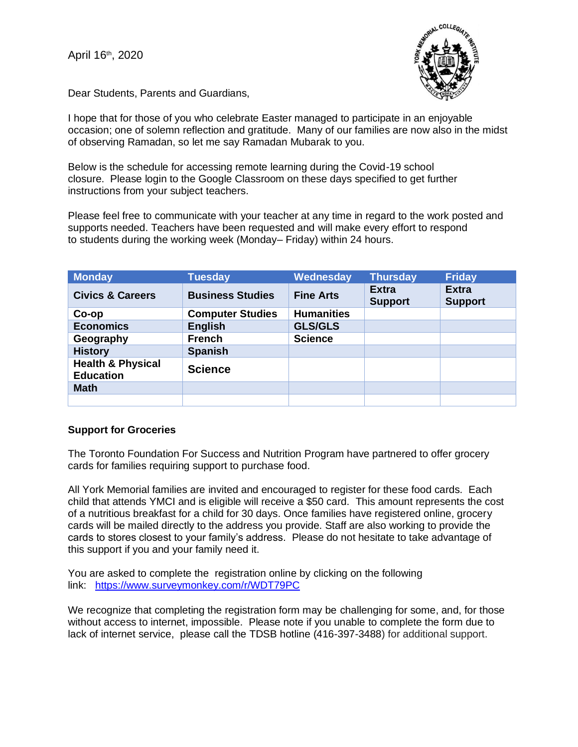April 16th, 2020

Dear Students, Parents and Guardians,

I hope that for those of you who celebrate Easter managed to participate in an enjoyable occasion; one of solemn reflection and gratitude. Many of our families are now also in the midst of observing Ramadan, so let me say Ramadan Mubarak to you.

Below is the schedule for accessing remote learning during the Covid-19 school closure. Please login to the Google Classroom on these days specified to get further instructions from your subject teachers.

Please feel free to communicate with your teacher at any time in regard to the work posted and supports needed. Teachers have been requested and will make every effort to respond to students during the working week (Monday– Friday) within 24 hours.

| Monday | Tuesday | Wednesday | Thursday | Friday |
|---|---|---|---|---|
| **Civics & Careers** | **Business Studies** | **Fine Arts** | **Extra Support** | **Extra Support** |
| **Co-op** | **Computer Studies** | **Humanities** | | |
| **Economics** | **English** | **GLS/GLS** | | |
| **Geography** | **French** | **Science** | | |
| **History** | **Spanish** | | | |
| **Health & Physical Education** | **Science** | | | |
| **Math** | | | | |
| | | | | |

**Support for Groceries**

The Toronto Foundation For Success and Nutrition Program have partnered to offer grocery cards for families requiring support to purchase food.

All York Memorial families are invited and encouraged to register for these food cards. Each child that attends YMCI and is eligible will receive a $50 card. This amount represents the cost of a nutritious breakfast for a child for 30 days. Once families have registered online, grocery cards will be mailed directly to the address you provide. Staff are also working to provide the cards to stores closest to your family's address. Please do not hesitate to take advantage of this support if you and your family need it.

You are asked to complete the registration online by clicking on the following link: https://www.surveymonkey.com/r/WDT79PC

We recognize that completing the registration form may be challenging for some, and, for those without access to internet, impossible. Please note if you unable to complete the form due to lack of internet service, please call the TDSB hotline (416-397-3488) for additional support.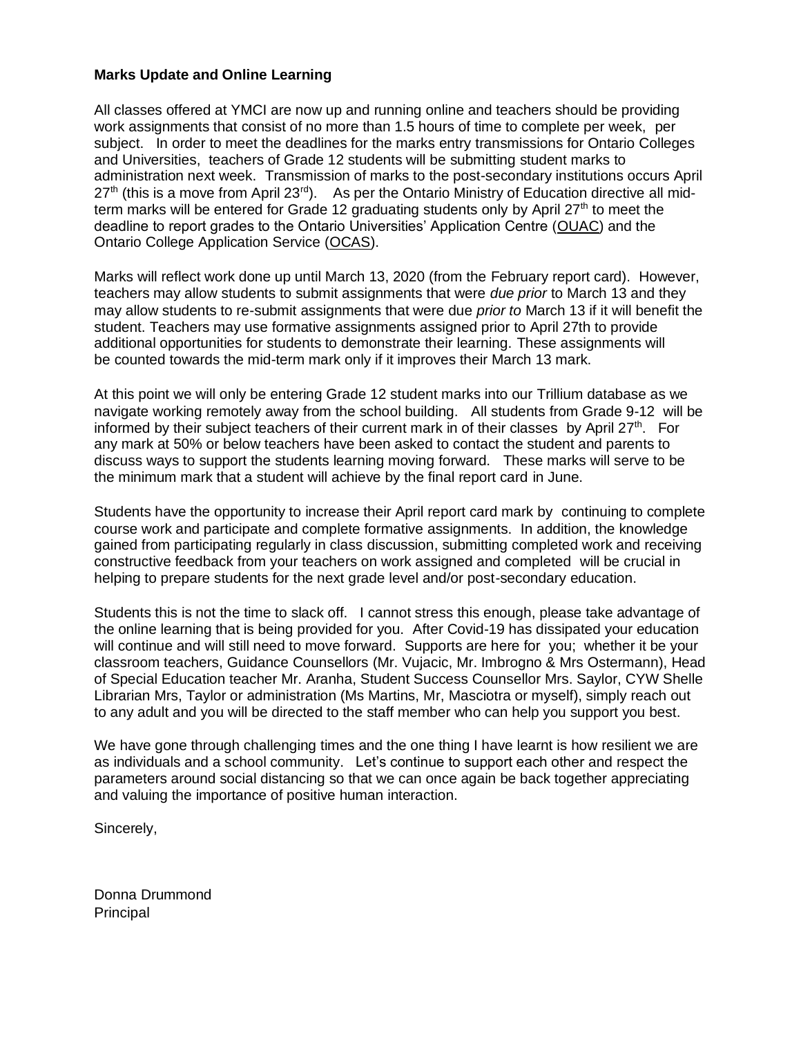**Marks Update and Online Learning**

All classes offered at YMCI are now up and running online and teachers should be providing work assignments that consist of no more than 1.5 hours of time to complete per week, per subject. In order to meet the deadlines for the marks entry transmissions for Ontario Colleges and Universities, teachers of Grade 12 students will be submitting student marks to administration next week. Transmission of marks to the post-secondary institutions occurs April 27th (this is a move from April 23rd). As per the Ontario Ministry of Education directive all mid-term marks will be entered for Grade 12 graduating students only by April 27th to meet the deadline to report grades to the Ontario Universities' Application Centre (OUAC) and the Ontario College Application Service (OCAS).

Marks will reflect work done up until March 13, 2020 (from the February report card). However, teachers may allow students to submit assignments that were *due prior* to March 13 and they may allow students to re-submit assignments that were due *prior to* March 13 if it will benefit the student. Teachers may use formative assignments assigned prior to April 27th to provide additional opportunities for students to demonstrate their learning. These assignments will be counted towards the mid-term mark only if it improves their March 13 mark.

At this point we will only be entering Grade 12 student marks into our Trillium database as we navigate working remotely away from the school building. All students from Grade 9-12 will be informed by their subject teachers of their current mark in of their classes by April 27th. For any mark at 50% or below teachers have been asked to contact the student and parents to discuss ways to support the students learning moving forward. These marks will serve to be the minimum mark that a student will achieve by the final report card in June.

Students have the opportunity to increase their April report card mark by continuing to complete course work and participate and complete formative assignments. In addition, the knowledge gained from participating regularly in class discussion, submitting completed work and receiving constructive feedback from your teachers on work assigned and completed will be crucial in helping to prepare students for the next grade level and/or post-secondary education.

Students this is not the time to slack off. I cannot stress this enough, please take advantage of the online learning that is being provided for you. After Covid-19 has dissipated your education will continue and will still need to move forward. Supports are here for you; whether it be your classroom teachers, Guidance Counsellors (Mr. Vujacic, Mr. Imbrogno & Mrs Ostermann), Head of Special Education teacher Mr. Aranha, Student Success Counsellor Mrs. Saylor, CYW Shelle Librarian Mrs, Taylor or administration (Ms Martins, Mr, Masciotra or myself), simply reach out to any adult and you will be directed to the staff member who can help you support you best.

We have gone through challenging times and the one thing I have learnt is how resilient we are as individuals and a school community. Let's continue to support each other and respect the parameters around social distancing so that we can once again be back together appreciating and valuing the importance of positive human interaction.

Sincerely,

Donna Drummond
Principal